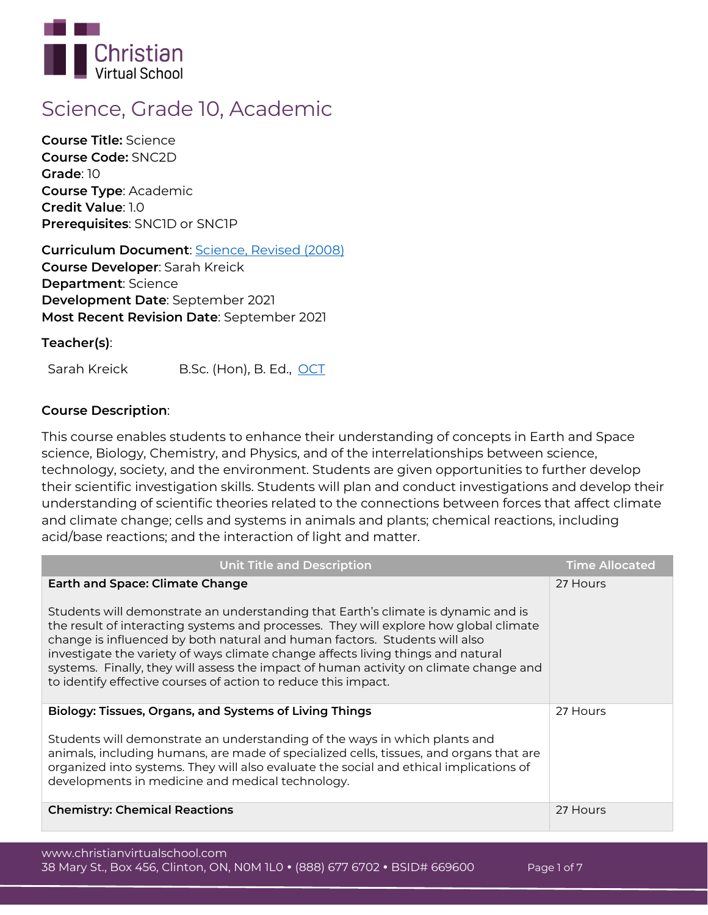# Science, Grade 10, Academic

**Course Title:** Science
**Course Code:** SNC2D
**Grade**: 10
**Course Type**: Academic
**Credit Value**: 1.0
**Prerequisites**: SNC1D or SNC1P

**Curriculum Document**: Science, Revised (2008)
**Course Developer**: Sarah Kreick
**Department**: Science
**Development Date**: September 2021
**Most Recent Revision Date**: September 2021

**Teacher(s)**:

Sarah Kreick B.Sc. (Hon), B. Ed., OCT

**Course Description**:

This course enables students to enhance their understanding of concepts in Earth and Space science, Biology, Chemistry, and Physics, and of the interrelationships between science, technology, society, and the environment. Students are given opportunities to further develop their scientific investigation skills. Students will plan and conduct investigations and develop their understanding of scientific theories related to the connections between forces that affect climate and climate change; cells and systems in animals and plants; chemical reactions, including acid/base reactions; and the interaction of light and matter.

| Unit Title and Description | Time Allocated |
| --- | --- |
| **Earth and Space: Climate Change**<br><br>Students will demonstrate an understanding that Earth's climate is dynamic and is the result of interacting systems and processes. They will explore how global climate change is influenced by both natural and human factors. Students will also investigate the variety of ways climate change affects living things and natural systems. Finally, they will assess the impact of human activity on climate change and to identify effective courses of action to reduce this impact. | 27 Hours |
| **Biology: Tissues, Organs, and Systems of Living Things**<br><br>Students will demonstrate an understanding of the ways in which plants and animals, including humans, are made of specialized cells, tissues, and organs that are organized into systems. They will also evaluate the social and ethical implications of developments in medicine and medical technology. | 27 Hours |
| **Chemistry: Chemical Reactions** | 27 Hours |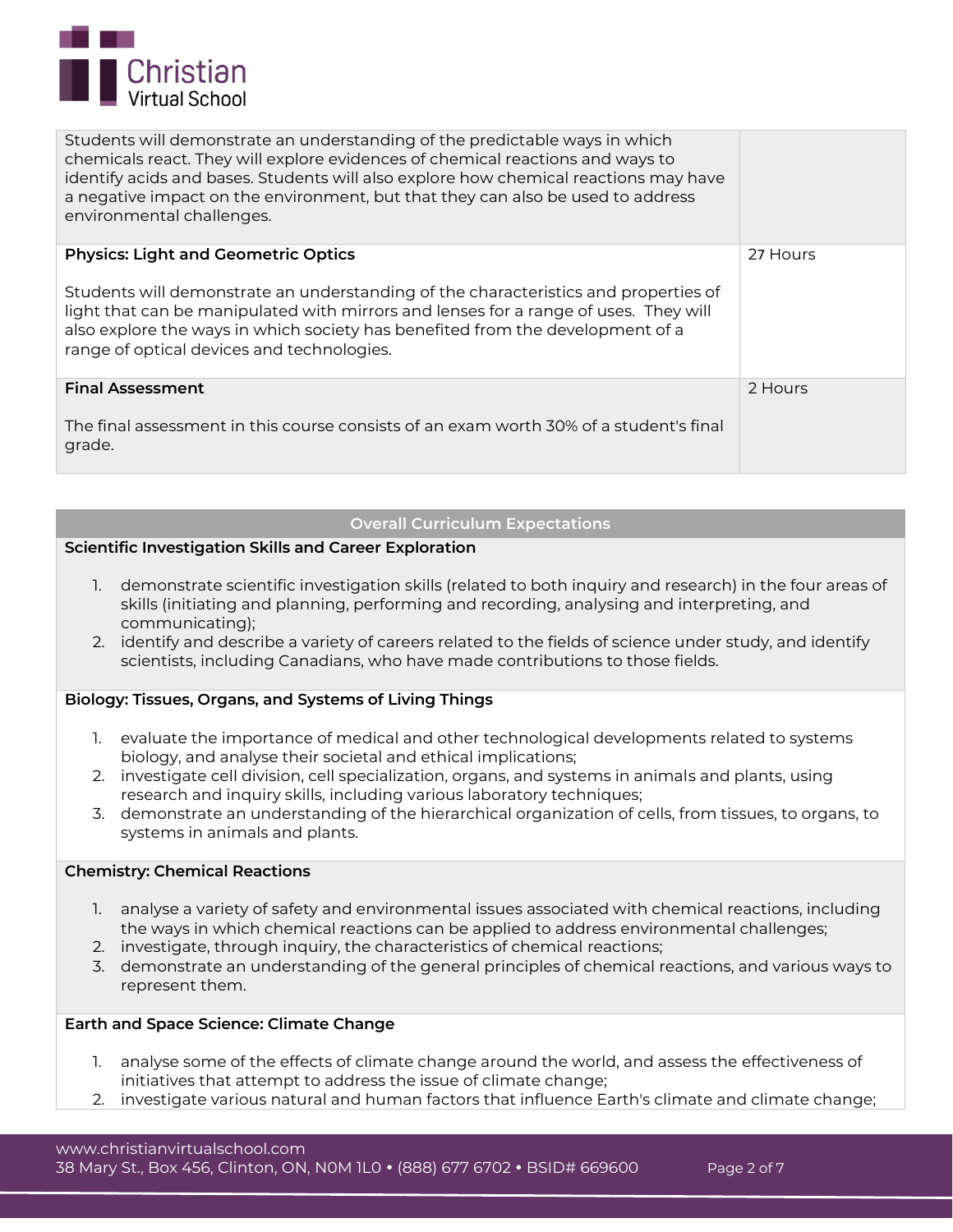| | |
|---|---|
| Students will demonstrate an understanding of the predictable ways in which chemicals react. They will explore evidences of chemical reactions and ways to identify acids and bases. Students will also explore how chemical reactions may have a negative impact on the environment, but that they can also be used to address environmental challenges. | |
| **Physics: Light and Geometric Optics**<br><br>Students will demonstrate an understanding of the characteristics and properties of light that can be manipulated with mirrors and lenses for a range of uses. They will also explore the ways in which society has benefited from the development of a range of optical devices and technologies. | 27 Hours |
| **Final Assessment**<br><br>The final assessment in this course consists of an exam worth 30% of a student's final grade. | 2 Hours |

## Overall Curriculum Expectations

**Scientific Investigation Skills and Career Exploration**

1. demonstrate scientific investigation skills (related to both inquiry and research) in the four areas of skills (initiating and planning, performing and recording, analysing and interpreting, and communicating);
2. identify and describe a variety of careers related to the fields of science under study, and identify scientists, including Canadians, who have made contributions to those fields.

**Biology: Tissues, Organs, and Systems of Living Things**

1. evaluate the importance of medical and other technological developments related to systems biology, and analyse their societal and ethical implications;
2. investigate cell division, cell specialization, organs, and systems in animals and plants, using research and inquiry skills, including various laboratory techniques;
3. demonstrate an understanding of the hierarchical organization of cells, from tissues, to organs, to systems in animals and plants.

**Chemistry: Chemical Reactions**

1. analyse a variety of safety and environmental issues associated with chemical reactions, including the ways in which chemical reactions can be applied to address environmental challenges;
2. investigate, through inquiry, the characteristics of chemical reactions;
3. demonstrate an understanding of the general principles of chemical reactions, and various ways to represent them.

**Earth and Space Science: Climate Change**

1. analyse some of the effects of climate change around the world, and assess the effectiveness of initiatives that attempt to address the issue of climate change;
2. investigate various natural and human factors that influence Earth's climate and climate change;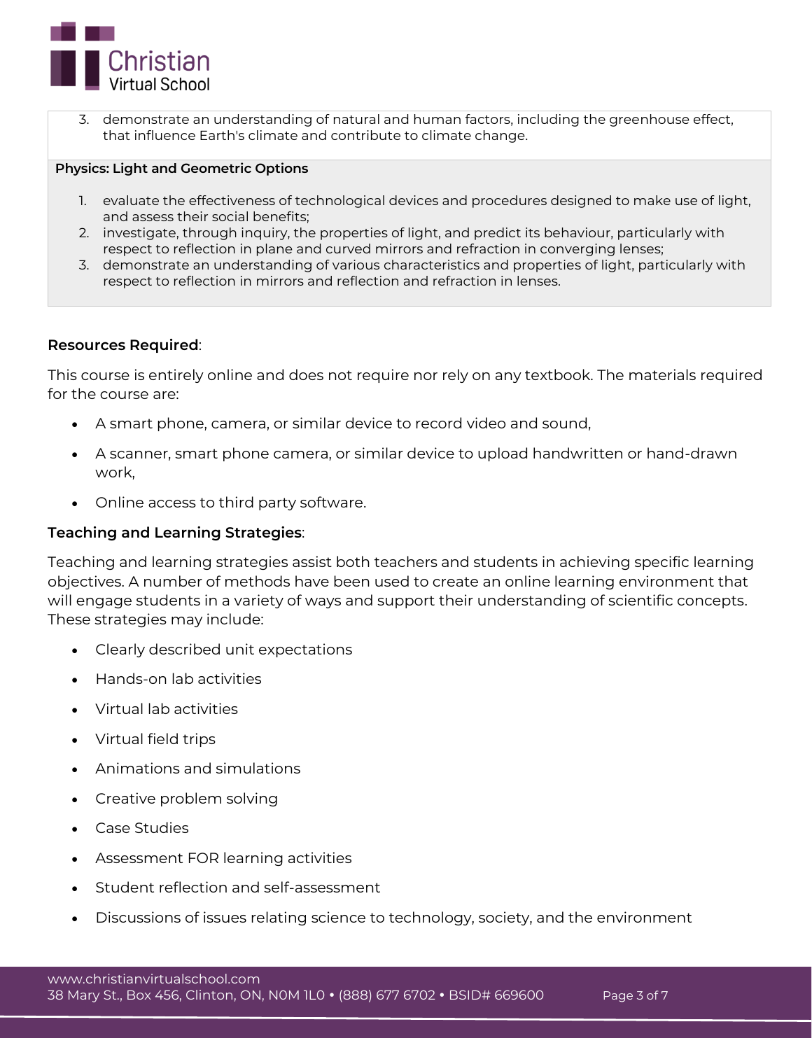3. demonstrate an understanding of natural and human factors, including the greenhouse effect, that influence Earth's climate and contribute to climate change.

**Physics: Light and Geometric Options**

1. evaluate the effectiveness of technological devices and procedures designed to make use of light, and assess their social benefits;
2. investigate, through inquiry, the properties of light, and predict its behaviour, particularly with respect to reflection in plane and curved mirrors and refraction in converging lenses;
3. demonstrate an understanding of various characteristics and properties of light, particularly with respect to reflection in mirrors and reflection and refraction in lenses.

**Resources Required**:

This course is entirely online and does not require nor rely on any textbook. The materials required for the course are:

- A smart phone, camera, or similar device to record video and sound,
- A scanner, smart phone camera, or similar device to upload handwritten or hand-drawn work,
- Online access to third party software.

**Teaching and Learning Strategies**:

Teaching and learning strategies assist both teachers and students in achieving specific learning objectives. A number of methods have been used to create an online learning environment that will engage students in a variety of ways and support their understanding of scientific concepts. These strategies may include:

- Clearly described unit expectations
- Hands-on lab activities
- Virtual lab activities
- Virtual field trips
- Animations and simulations
- Creative problem solving
- Case Studies
- Assessment FOR learning activities
- Student reflection and self-assessment
- Discussions of issues relating science to technology, society, and the environment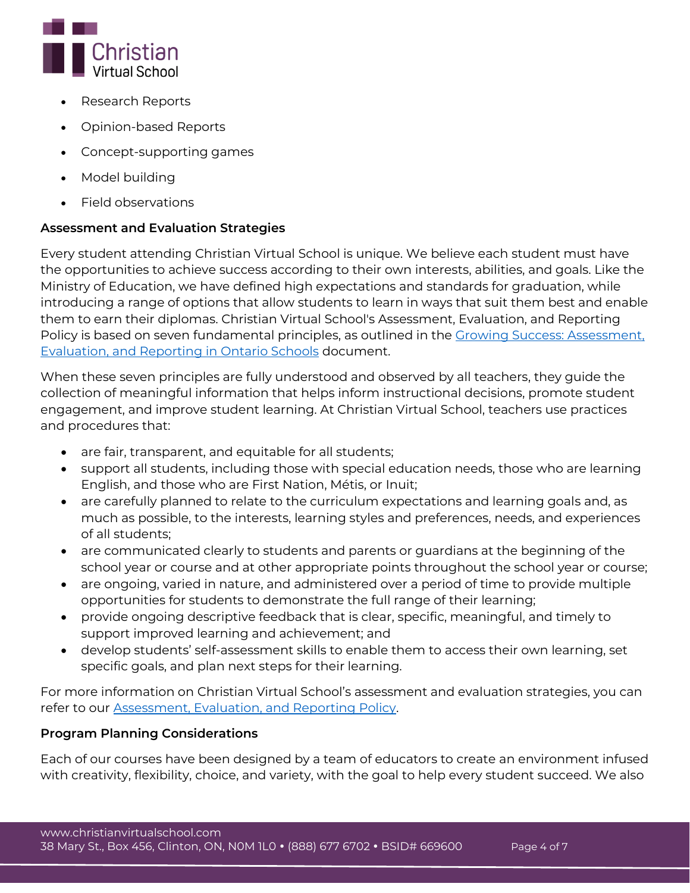- Research Reports
- Opinion-based Reports
- Concept-supporting games
- Model building
- Field observations

**Assessment and Evaluation Strategies**

Every student attending Christian Virtual School is unique. We believe each student must have the opportunities to achieve success according to their own interests, abilities, and goals. Like the Ministry of Education, we have defined high expectations and standards for graduation, while introducing a range of options that allow students to learn in ways that suit them best and enable them to earn their diplomas. Christian Virtual School's Assessment, Evaluation, and Reporting Policy is based on seven fundamental principles, as outlined in the [Growing Success: Assessment, Evaluation, and Reporting in Ontario Schools]() document.

When these seven principles are fully understood and observed by all teachers, they guide the collection of meaningful information that helps inform instructional decisions, promote student engagement, and improve student learning. At Christian Virtual School, teachers use practices and procedures that:

- are fair, transparent, and equitable for all students;
- support all students, including those with special education needs, those who are learning English, and those who are First Nation, Métis, or Inuit;
- are carefully planned to relate to the curriculum expectations and learning goals and, as much as possible, to the interests, learning styles and preferences, needs, and experiences of all students;
- are communicated clearly to students and parents or guardians at the beginning of the school year or course and at other appropriate points throughout the school year or course;
- are ongoing, varied in nature, and administered over a period of time to provide multiple opportunities for students to demonstrate the full range of their learning;
- provide ongoing descriptive feedback that is clear, specific, meaningful, and timely to support improved learning and achievement; and
- develop students' self-assessment skills to enable them to access their own learning, set specific goals, and plan next steps for their learning.

For more information on Christian Virtual School's assessment and evaluation strategies, you can refer to our [Assessment, Evaluation, and Reporting Policy]().

**Program Planning Considerations**

Each of our courses have been designed by a team of educators to create an environment infused with creativity, flexibility, choice, and variety, with the goal to help every student succeed. We also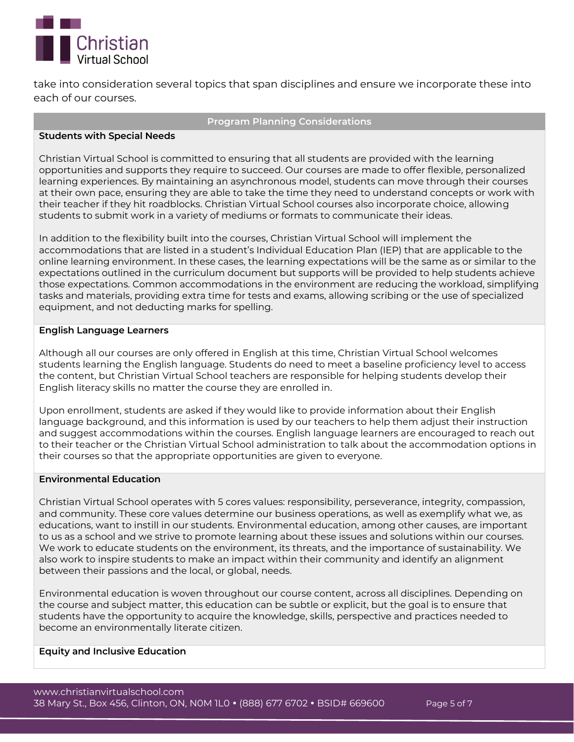take into consideration several topics that span disciplines and ensure we incorporate these into each of our courses.

## Program Planning Considerations

### Students with Special Needs

Christian Virtual School is committed to ensuring that all students are provided with the learning opportunities and supports they require to succeed. Our courses are made to offer flexible, personalized learning experiences. By maintaining an asynchronous model, students can move through their courses at their own pace, ensuring they are able to take the time they need to understand concepts or work with their teacher if they hit roadblocks. Christian Virtual School courses also incorporate choice, allowing students to submit work in a variety of mediums or formats to communicate their ideas.

In addition to the flexibility built into the courses, Christian Virtual School will implement the accommodations that are listed in a student's Individual Education Plan (IEP) that are applicable to the online learning environment. In these cases, the learning expectations will be the same as or similar to the expectations outlined in the curriculum document but supports will be provided to help students achieve those expectations. Common accommodations in the environment are reducing the workload, simplifying tasks and materials, providing extra time for tests and exams, allowing scribing or the use of specialized equipment, and not deducting marks for spelling.

### English Language Learners

Although all our courses are only offered in English at this time, Christian Virtual School welcomes students learning the English language. Students do need to meet a baseline proficiency level to access the content, but Christian Virtual School teachers are responsible for helping students develop their English literacy skills no matter the course they are enrolled in.

Upon enrollment, students are asked if they would like to provide information about their English language background, and this information is used by our teachers to help them adjust their instruction and suggest accommodations within the courses. English language learners are encouraged to reach out to their teacher or the Christian Virtual School administration to talk about the accommodation options in their courses so that the appropriate opportunities are given to everyone.

### Environmental Education

Christian Virtual School operates with 5 cores values: responsibility, perseverance, integrity, compassion, and community. These core values determine our business operations, as well as exemplify what we, as educations, want to instill in our students. Environmental education, among other causes, are important to us as a school and we strive to promote learning about these issues and solutions within our courses. We work to educate students on the environment, its threats, and the importance of sustainability. We also work to inspire students to make an impact within their community and identify an alignment between their passions and the local, or global, needs.

Environmental education is woven throughout our course content, across all disciplines. Depending on the course and subject matter, this education can be subtle or explicit, but the goal is to ensure that students have the opportunity to acquire the knowledge, skills, perspective and practices needed to become an environmentally literate citizen.

### Equity and Inclusive Education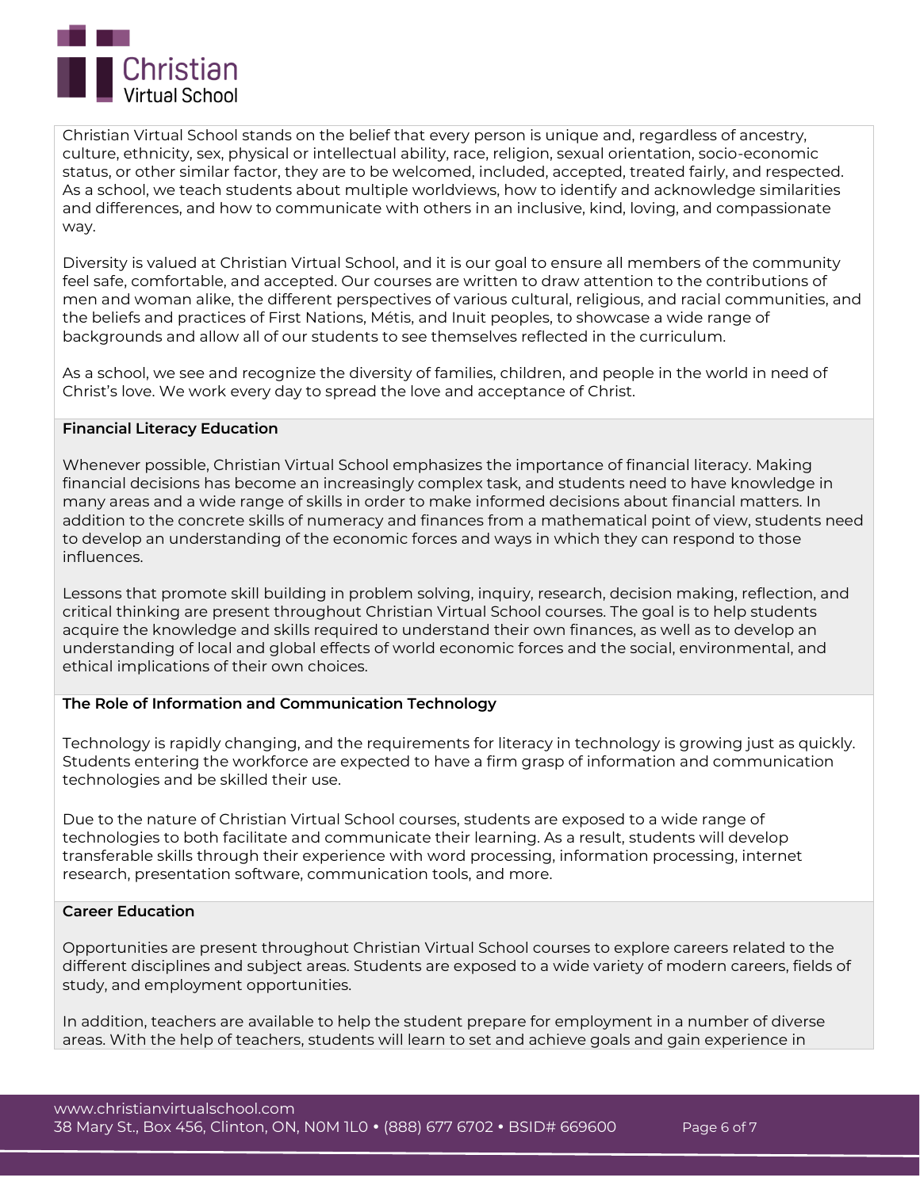Christian Virtual School stands on the belief that every person is unique and, regardless of ancestry, culture, ethnicity, sex, physical or intellectual ability, race, religion, sexual orientation, socio-economic status, or other similar factor, they are to be welcomed, included, accepted, treated fairly, and respected. As a school, we teach students about multiple worldviews, how to identify and acknowledge similarities and differences, and how to communicate with others in an inclusive, kind, loving, and compassionate way.

Diversity is valued at Christian Virtual School, and it is our goal to ensure all members of the community feel safe, comfortable, and accepted. Our courses are written to draw attention to the contributions of men and woman alike, the different perspectives of various cultural, religious, and racial communities, and the beliefs and practices of First Nations, Métis, and Inuit peoples, to showcase a wide range of backgrounds and allow all of our students to see themselves reflected in the curriculum.

As a school, we see and recognize the diversity of families, children, and people in the world in need of Christ's love. We work every day to spread the love and acceptance of Christ.

**Financial Literacy Education**

Whenever possible, Christian Virtual School emphasizes the importance of financial literacy. Making financial decisions has become an increasingly complex task, and students need to have knowledge in many areas and a wide range of skills in order to make informed decisions about financial matters. In addition to the concrete skills of numeracy and finances from a mathematical point of view, students need to develop an understanding of the economic forces and ways in which they can respond to those influences.

Lessons that promote skill building in problem solving, inquiry, research, decision making, reflection, and critical thinking are present throughout Christian Virtual School courses. The goal is to help students acquire the knowledge and skills required to understand their own finances, as well as to develop an understanding of local and global effects of world economic forces and the social, environmental, and ethical implications of their own choices.

**The Role of Information and Communication Technology**

Technology is rapidly changing, and the requirements for literacy in technology is growing just as quickly. Students entering the workforce are expected to have a firm grasp of information and communication technologies and be skilled their use.

Due to the nature of Christian Virtual School courses, students are exposed to a wide range of technologies to both facilitate and communicate their learning. As a result, students will develop transferable skills through their experience with word processing, information processing, internet research, presentation software, communication tools, and more.

**Career Education**

Opportunities are present throughout Christian Virtual School courses to explore careers related to the different disciplines and subject areas. Students are exposed to a wide variety of modern careers, fields of study, and employment opportunities.

In addition, teachers are available to help the student prepare for employment in a number of diverse areas. With the help of teachers, students will learn to set and achieve goals and gain experience in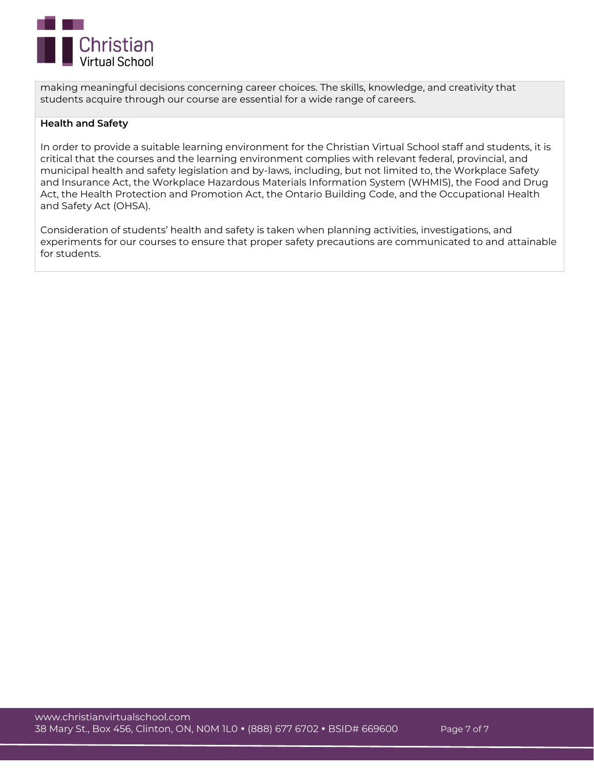making meaningful decisions concerning career choices. The skills, knowledge, and creativity that students acquire through our course are essential for a wide range of careers.

**Health and Safety**

In order to provide a suitable learning environment for the Christian Virtual School staff and students, it is critical that the courses and the learning environment complies with relevant federal, provincial, and municipal health and safety legislation and by-laws, including, but not limited to, the Workplace Safety and Insurance Act, the Workplace Hazardous Materials Information System (WHMIS), the Food and Drug Act, the Health Protection and Promotion Act, the Ontario Building Code, and the Occupational Health and Safety Act (OHSA).

Consideration of students' health and safety is taken when planning activities, investigations, and experiments for our courses to ensure that proper safety precautions are communicated to and attainable for students.